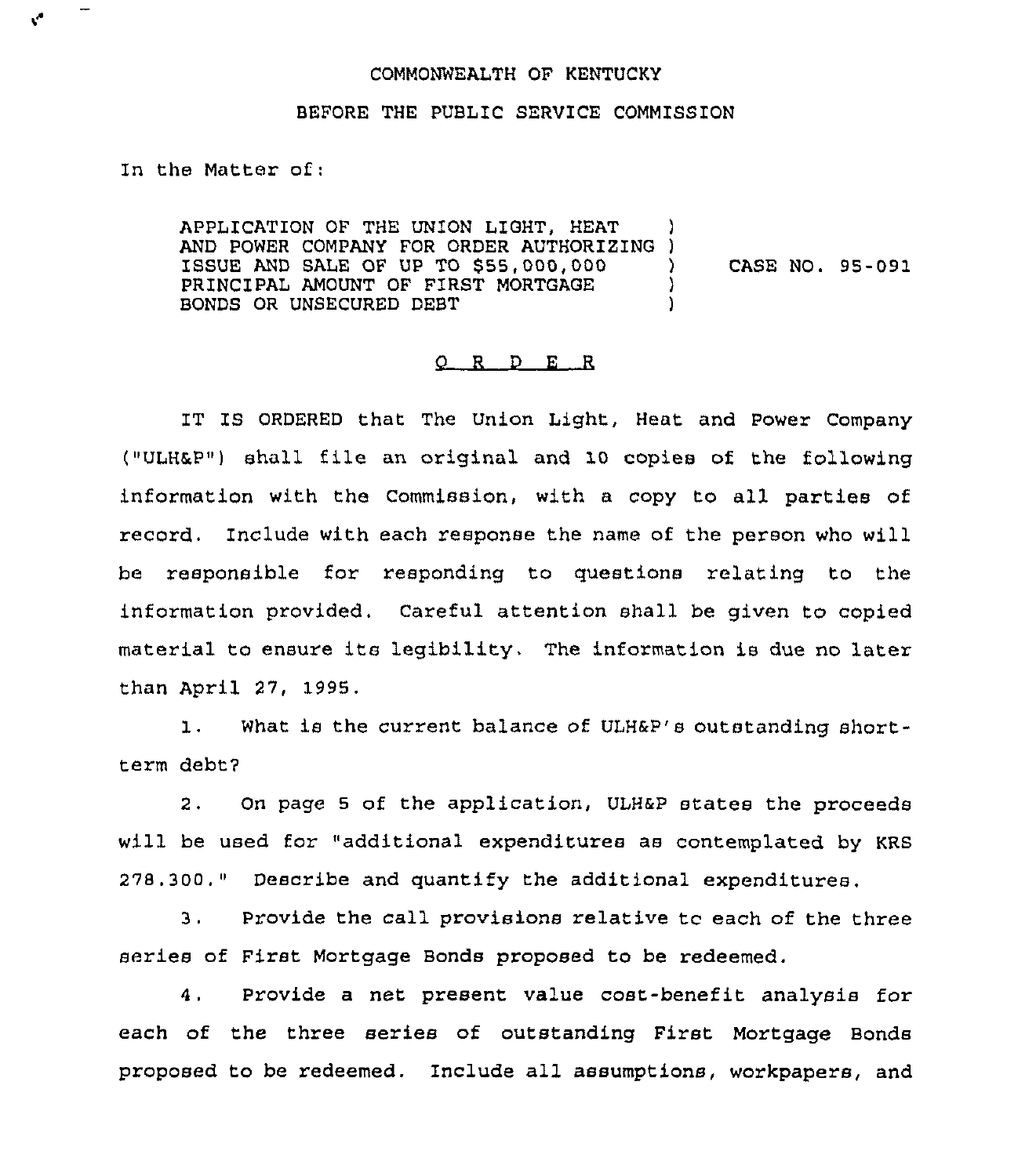COMMONWEALTH OF KENTUCKY

BEFORE THE PUBLIC SERVICE COMMISSION

In the Matter of:

APPLICATION OF THE UNION LIGHT, HEAT AND POWER COMPANY FOR ORDER AUTHORIZING ISSUE AND SALE OF UP TO $55,000,000 PRINCIPAL AMOUNT OF FIRST MORTGAGE BONDS OR UNSECURED DEBT ) CASE NO. 95-091

# O R D E R

IT IS ORDERED that The Union Light, Heat and Power Company ("ULH&P") shall file an original and 10 copies of the following information with the Commission, with a copy to all parties of record. Include with each response the name of the person who will be responsible for responding to questions relating to the information provided. Careful attention shall be given to copied material to ensure its legibility. The information is due no later than April 27, 1995.

1. What is the current balance of ULH&P's outstanding short-term debt?

2. On page 5 of the application, ULH&P states the proceeds will be used for "additional expenditures as contemplated by KRS 278.300." Describe and quantify the additional expenditures.

3. Provide the call provisions relative to each of the three series of First Mortgage Bonds proposed to be redeemed.

4. Provide a net present value cost-benefit analysis for each of the three series of outstanding First Mortgage Bonds proposed to be redeemed. Include all assumptions, workpapers, and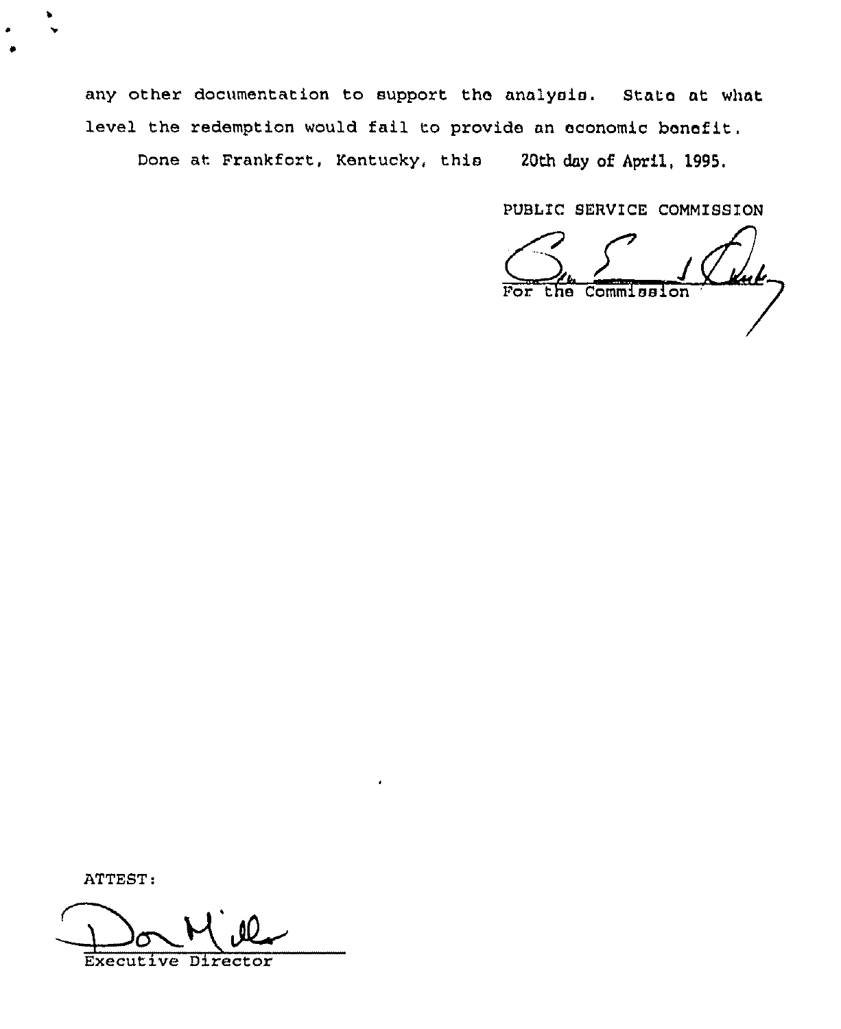any other documentation to support the analysis. State at what level the redemption would fail to provide an economic benefit.

Done at Frankfort, Kentucky, this 20th day of April, 1995.

PUBLIC SERVICE COMMISSION

For the Commission

ATTEST:

Executive Director